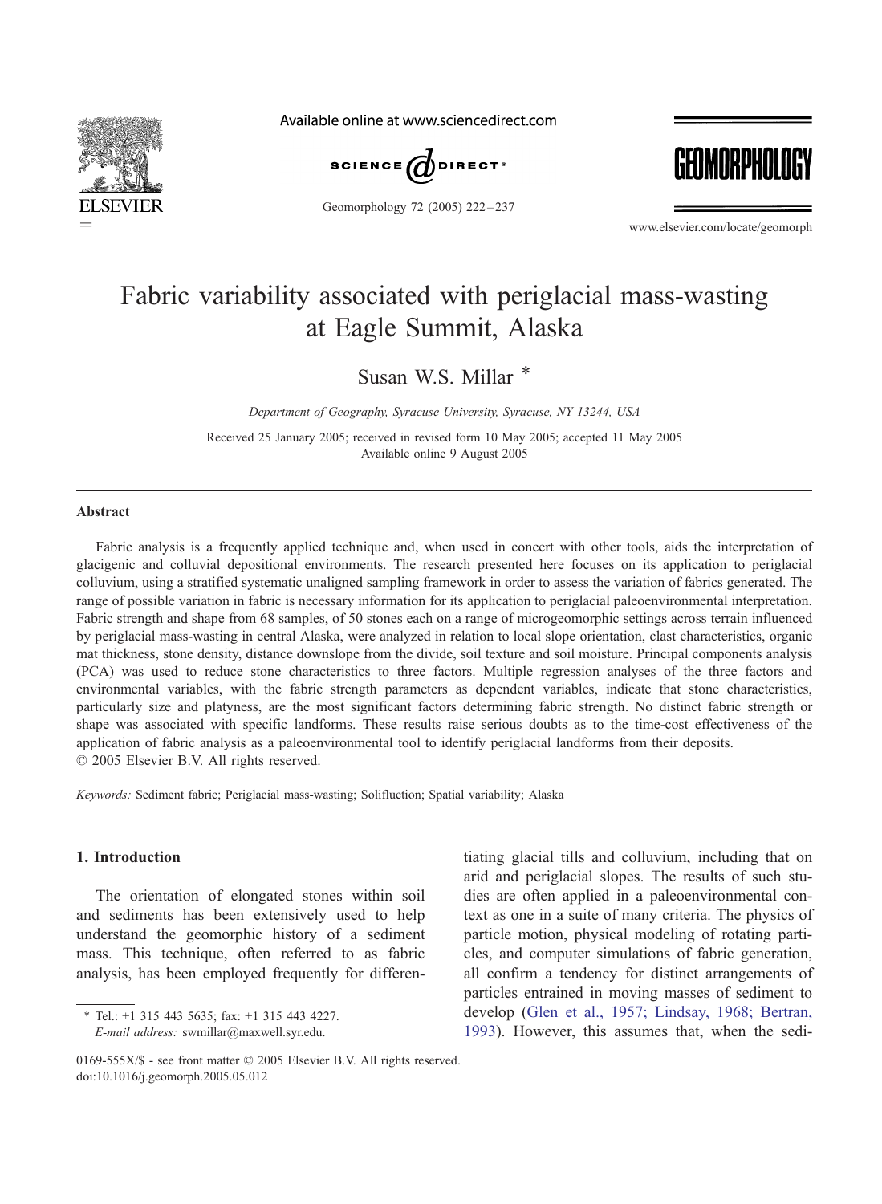# Fabric variability associated with periglacial mass-wasting at Eagle Summit, Alaska

Susan W.S. Millar *

*Department of Geography, Syracuse University, Syracuse, NY 13244, USA*

Received 25 January 2005; received in revised form 10 May 2005; accepted 11 May 2005
Available online 9 August 2005

## Abstract

Fabric analysis is a frequently applied technique and, when used in concert with other tools, aids the interpretation of glacigenic and colluvial depositional environments. The research presented here focuses on its application to periglacial colluvium, using a stratified systematic unaligned sampling framework in order to assess the variation of fabrics generated. The range of possible variation in fabric is necessary information for its application to periglacial paleoenvironmental interpretation. Fabric strength and shape from 68 samples, of 50 stones each on a range of microgeomorphic settings across terrain influenced by periglacial mass-wasting in central Alaska, were analyzed in relation to local slope orientation, clast characteristics, organic mat thickness, stone density, distance downslope from the divide, soil texture and soil moisture. Principal components analysis (PCA) was used to reduce stone characteristics to three factors. Multiple regression analyses of the three factors and environmental variables, with the fabric strength parameters as dependent variables, indicate that stone characteristics, particularly size and platyness, are the most significant factors determining fabric strength. No distinct fabric strength or shape was associated with specific landforms. These results raise serious doubts as to the time-cost effectiveness of the application of fabric analysis as a paleoenvironmental tool to identify periglacial landforms from their deposits.
© 2005 Elsevier B.V. All rights reserved.

*Keywords:* Sediment fabric; Periglacial mass-wasting; Solifluction; Spatial variability; Alaska

## 1. Introduction

The orientation of elongated stones within soil and sediments has been extensively used to help understand the geomorphic history of a sediment mass. This technique, often referred to as fabric analysis, has been employed frequently for differentiating glacial tills and colluvium, including that on arid and periglacial slopes. The results of such studies are often applied in a paleoenvironmental context as one in a suite of many criteria. The physics of particle motion, physical modeling of rotating particles, and computer simulations of fabric generation, all confirm a tendency for distinct arrangements of particles entrained in moving masses of sediment to develop (Glen et al., 1957; Lindsay, 1968; Bertran, 1993). However, this assumes that, when the sedi-

\* Tel.: +1 315 443 5635; fax: +1 315 443 4227.
*E-mail address:* swmillar@maxwell.syr.edu.

0169-555X/$ - see front matter © 2005 Elsevier B.V. All rights reserved.
doi:10.1016/j.geomorph.2005.05.012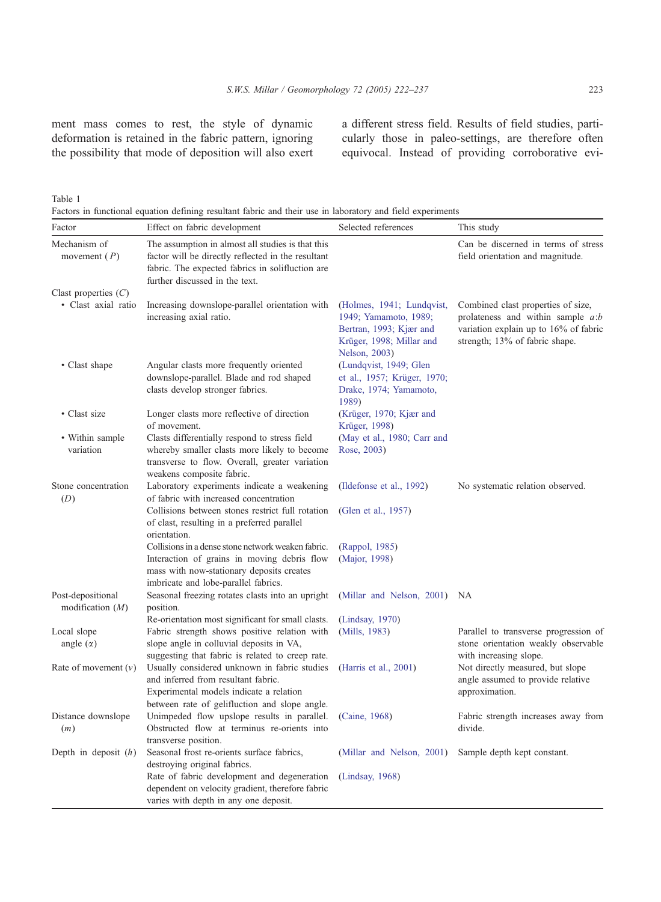ment mass comes to rest, the style of dynamic deformation is retained in the fabric pattern, ignoring the possibility that mode of deposition will also exert a different stress field. Results of field studies, particularly those in paleo-settings, are therefore often equivocal. Instead of providing corroborative evi-

Table 1
Factors in functional equation defining resultant fabric and their use in laboratory and field experiments

| Factor | Effect on fabric development | Selected references | This study |
|---|---|---|---|
| Mechanism of movement ($P$) | The assumption in almost all studies is that this factor will be directly reflected in the resultant fabric. The expected fabrics in solifluction are further discussed in the text. | | Can be discerned in terms of stress field orientation and magnitude. |
| Clast properties ($C$) | | | |
| • Clast axial ratio | Increasing downslope-parallel orientation with increasing axial ratio. | (Holmes, 1941; Lundqvist, 1949; Yamamoto, 1989; Bertran, 1993; Kjær and Krüger, 1998; Millar and Nelson, 2003) | Combined clast properties of size, prolateness and within sample $a$:$b$ variation explain up to 16% of fabric strength; 13% of fabric shape. |
| • Clast shape | Angular clasts more frequently oriented downslope-parallel. Blade and rod shaped clasts develop stronger fabrics. | (Lundqvist, 1949; Glen et al., 1957; Krüger, 1970; Drake, 1974; Yamamoto, 1989) | |
| • Clast size | Longer clasts more reflective of direction of movement. | (Krüger, 1970; Kjær and Krüger, 1998) | |
| • Within sample variation | Clasts differentially respond to stress field whereby smaller clasts more likely to become transverse to flow. Overall, greater variation weakens composite fabric. | (May et al., 1980; Carr and Rose, 2003) | |
| Stone concentration ($D$) | Laboratory experiments indicate a weakening of fabric with increased concentration | (Ildefonse et al., 1992) | No systematic relation observed. |
| | Collisions between stones restrict full rotation of clast, resulting in a preferred parallel orientation. | (Glen et al., 1957) | |
| | Collisions in a dense stone network weaken fabric. | (Rappol, 1985) | |
| | Interaction of grains in moving debris flow mass with now-stationary deposits creates imbricate and lobe-parallel fabrics. | (Major, 1998) | |
| Post-depositional modification ($M$) | Seasonal freezing rotates clasts into an upright position. | (Millar and Nelson, 2001) | NA |
| | Re-orientation most significant for small clasts. | (Lindsay, 1970) | |
| Local slope angle ($\alpha$) | Fabric strength shows positive relation with slope angle in colluvial deposits in VA, suggesting that fabric is related to creep rate. | (Mills, 1983) | Parallel to transverse progression of stone orientation weakly observable with increasing slope. |
| Rate of movement ($v$) | Usually considered unknown in fabric studies and inferred from resultant fabric. Experimental models indicate a relation between rate of gelifluction and slope angle. | (Harris et al., 2001) | Not directly measured, but slope angle assumed to provide relative approximation. |
| Distance downslope ($m$) | Unimpeded flow upslope results in parallel. Obstructed flow at terminus re-orients into transverse position. | (Caine, 1968) | Fabric strength increases away from divide. |
| Depth in deposit ($h$) | Seasonal frost re-orients surface fabrics, destroying original fabrics. | (Millar and Nelson, 2001) | Sample depth kept constant. |
| | Rate of fabric development and degeneration dependent on velocity gradient, therefore fabric varies with depth in any one deposit. | (Lindsay, 1968) | |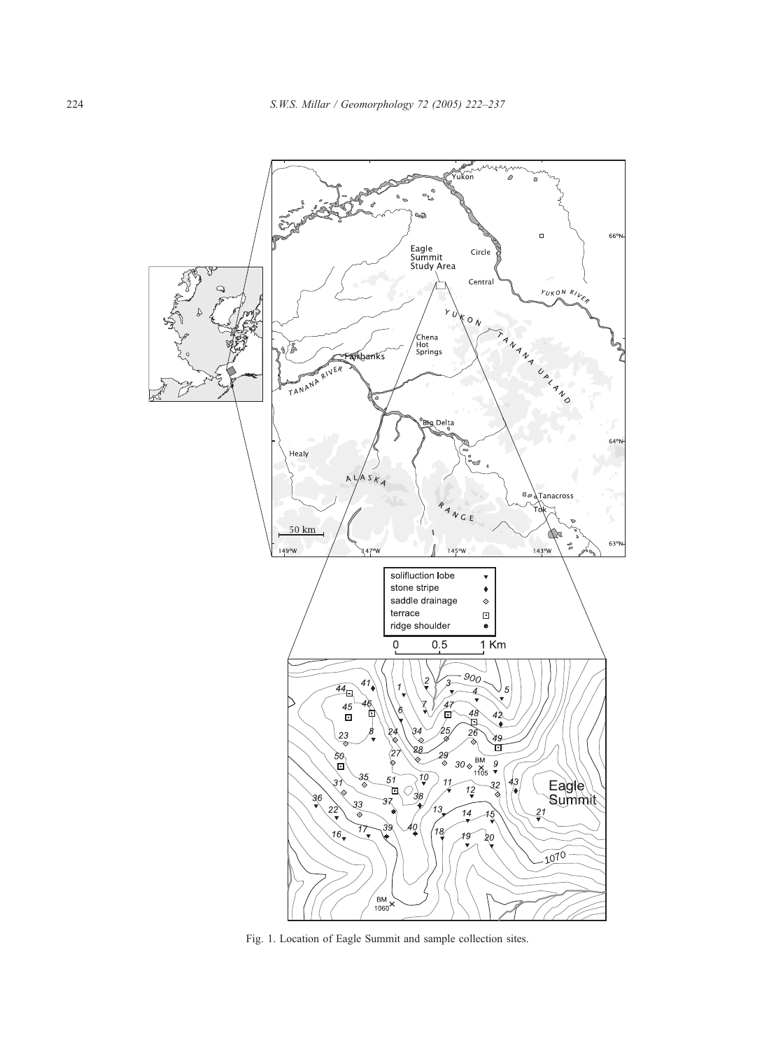Fig. 1. Location of Eagle Summit and sample collection sites.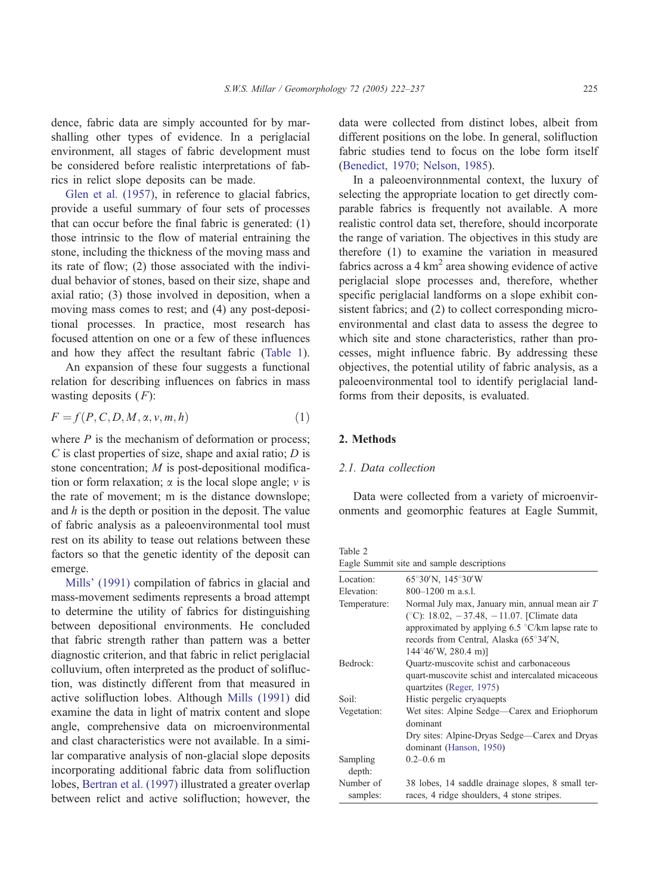dence, fabric data are simply accounted for by marshalling other types of evidence. In a periglacial environment, all stages of fabric development must be considered before realistic interpretations of fabrics in relict slope deposits can be made.

Glen et al. (1957), in reference to glacial fabrics, provide a useful summary of four sets of processes that can occur before the final fabric is generated: (1) those intrinsic to the flow of material entraining the stone, including the thickness of the moving mass and its rate of flow; (2) those associated with the individual behavior of stones, based on their size, shape and axial ratio; (3) those involved in deposition, when a moving mass comes to rest; and (4) any post-depositional processes. In practice, most research has focused attention on one or a few of these influences and how they affect the resultant fabric (Table 1).

An expansion of these four suggests a functional relation for describing influences on fabrics in mass wasting deposits ($F$):

$$F = f(P, C, D, M, \alpha, v, m, h) \quad (1)$$

where $P$ is the mechanism of deformation or process; $C$ is clast properties of size, shape and axial ratio; $D$ is stone concentration; $M$ is post-depositional modification or form relaxation; $\alpha$ is the local slope angle; $v$ is the rate of movement; m is the distance downslope; and $h$ is the depth or position in the deposit. The value of fabric analysis as a paleoenvironmental tool must rest on its ability to tease out relations between these factors so that the genetic identity of the deposit can emerge.

Mills' (1991) compilation of fabrics in glacial and mass-movement sediments represents a broad attempt to determine the utility of fabrics for distinguishing between depositional environments. He concluded that fabric strength rather than pattern was a better diagnostic criterion, and that fabric in relict periglacial colluvium, often interpreted as the product of solifluction, was distinctly different from that measured in active solifluction lobes. Although Mills (1991) did examine the data in light of matrix content and slope angle, comprehensive data on microenvironmental and clast characteristics were not available. In a similar comparative analysis of non-glacial slope deposits incorporating additional fabric data from solifluction lobes, Bertran et al. (1997) illustrated a greater overlap between relict and active solifluction; however, the data were collected from distinct lobes, albeit from different positions on the lobe. In general, solifluction fabric studies tend to focus on the lobe form itself (Benedict, 1970; Nelson, 1985).

In a paleoenvironnmental context, the luxury of selecting the appropriate location to get directly comparable fabrics is frequently not available. A more realistic control data set, therefore, should incorporate the range of variation. The objectives in this study are therefore (1) to examine the variation in measured fabrics across a 4 km$^2$ area showing evidence of active periglacial slope processes and, therefore, whether specific periglacial landforms on a slope exhibit consistent fabrics; and (2) to collect corresponding microenvironmental and clast data to assess the degree to which site and stone characteristics, rather than processes, might influence fabric. By addressing these objectives, the potential utility of fabric analysis, as a paleoenvironmental tool to identify periglacial landforms from their deposits, is evaluated.

## 2. Methods

### 2.1. Data collection

Data were collected from a variety of microenvironments and geomorphic features at Eagle Summit,

Table 2
Eagle Summit site and sample descriptions

| | |
|---|---|
| Location: | 65°30′N, 145°30′W |
| Elevation: | 800–1200 m a.s.l. |
| Temperature: | Normal July max, January min, annual mean air $T$ (°C): 18.02, −37.48, −11.07. [Climate data approximated by applying 6.5 °C/km lapse rate to records from Central, Alaska (65°34′N, 144°46′W, 280.4 m)] |
| Bedrock: | Quartz-muscovite schist and carbonaceous quart-muscovite schist and intercalated micaceous quartzites (Reger, 1975) |
| Soil: | Histic pergelic cryaquepts |
| Vegetation: | Wet sites: Alpine Sedge—Carex and Eriophorum dominant<br>Dry sites: Alpine-Dryas Sedge—Carex and Dryas dominant (Hanson, 1950) |
| Sampling depth: | 0.2–0.6 m |
| Number of samples: | 38 lobes, 14 saddle drainage slopes, 8 small terraces, 4 ridge shoulders, 4 stone stripes. |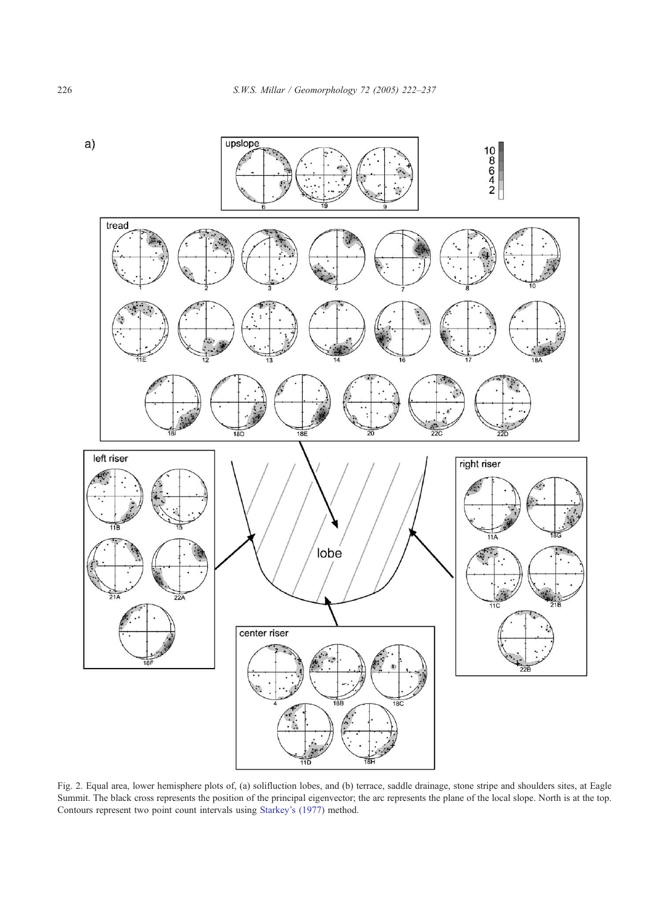Fig. 2. Equal area, lower hemisphere plots of, (a) solifluction lobes, and (b) terrace, saddle drainage, stone stripe and shoulders sites, at Eagle Summit. The black cross represents the position of the principal eigenvector; the arc represents the plane of the local slope. North is at the top. Contours represent two point count intervals using Starkey's (1977) method.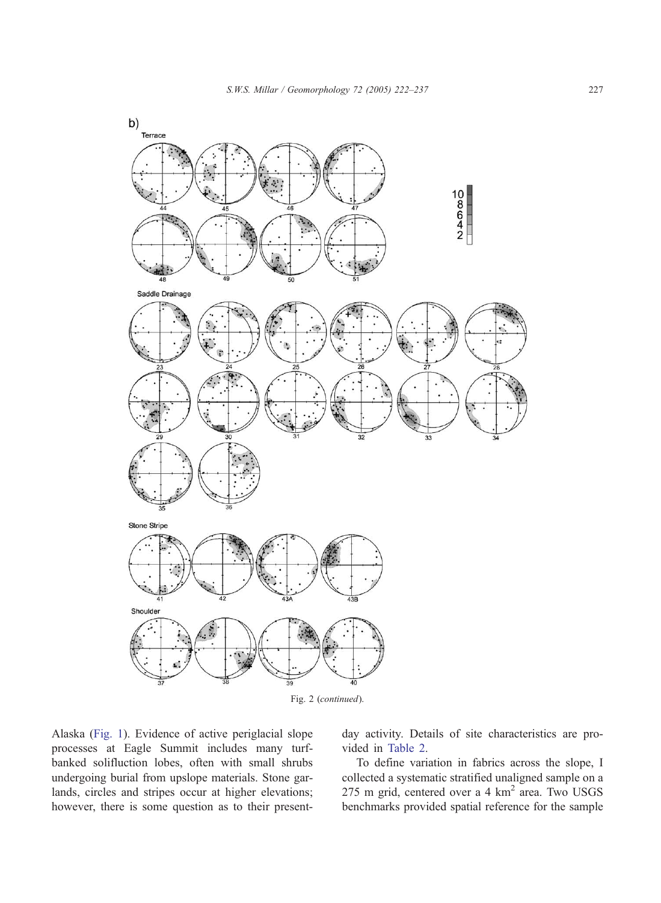Fig. 2 (*continued*).

Alaska (Fig. 1). Evidence of active periglacial slope processes at Eagle Summit includes many turf-banked solifluction lobes, often with small shrubs undergoing burial from upslope materials. Stone garlands, circles and stripes occur at higher elevations; however, there is some question as to their present-day activity. Details of site characteristics are provided in Table 2.

To define variation in fabrics across the slope, I collected a systematic stratified unaligned sample on a 275 m grid, centered over a 4 $km^2$ area. Two USGS benchmarks provided spatial reference for the sample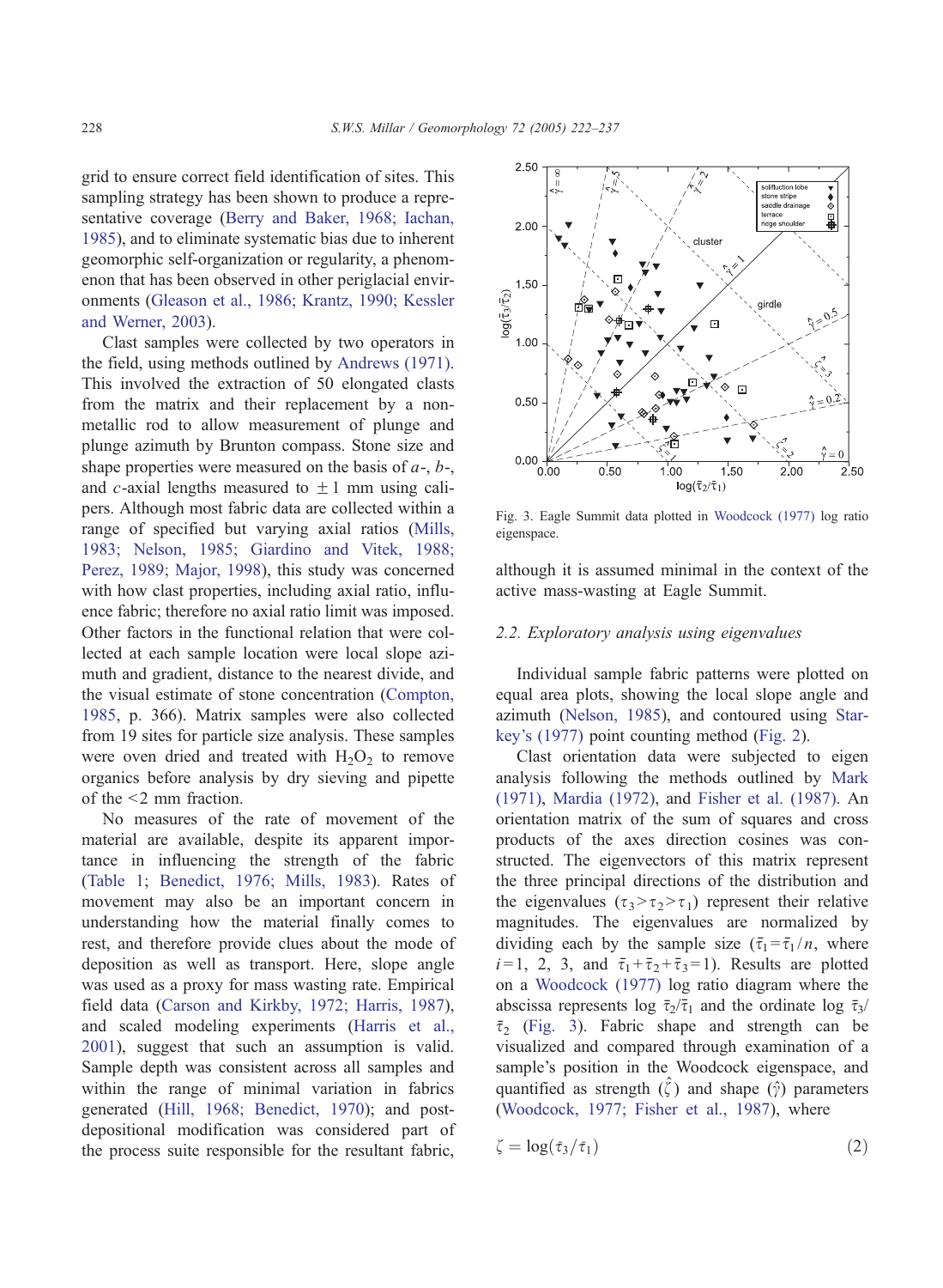grid to ensure correct field identification of sites. This sampling strategy has been shown to produce a representative coverage (Berry and Baker, 1968; Iachan, 1985), and to eliminate systematic bias due to inherent geomorphic self-organization or regularity, a phenomenon that has been observed in other periglacial environments (Gleason et al., 1986; Krantz, 1990; Kessler and Werner, 2003).

Clast samples were collected by two operators in the field, using methods outlined by Andrews (1971). This involved the extraction of 50 elongated clasts from the matrix and their replacement by a non-metallic rod to allow measurement of plunge and plunge azimuth by Brunton compass. Stone size and shape properties were measured on the basis of $a$-, $b$-, and $c$-axial lengths measured to $\pm 1$ mm using calipers. Although most fabric data are collected within a range of specified but varying axial ratios (Mills, 1983; Nelson, 1985; Giardino and Vitek, 1988; Perez, 1989; Major, 1998), this study was concerned with how clast properties, including axial ratio, influence fabric; therefore no axial ratio limit was imposed. Other factors in the functional relation that were collected at each sample location were local slope azimuth and gradient, distance to the nearest divide, and the visual estimate of stone concentration (Compton, 1985, p. 366). Matrix samples were also collected from 19 sites for particle size analysis. These samples were oven dried and treated with $H_2O_2$ to remove organics before analysis by dry sieving and pipette of the <2 mm fraction.

No measures of the rate of movement of the material are available, despite its apparent importance in influencing the strength of the fabric (Table 1; Benedict, 1976; Mills, 1983). Rates of movement may also be an important concern in understanding how the material finally comes to rest, and therefore provide clues about the mode of deposition as well as transport. Here, slope angle was used as a proxy for mass wasting rate. Empirical field data (Carson and Kirkby, 1972; Harris, 1987), and scaled modeling experiments (Harris et al., 2001), suggest that such an assumption is valid. Sample depth was consistent across all samples and within the range of minimal variation in fabrics generated (Hill, 1968; Benedict, 1970); and post-depositional modification was considered part of the process suite responsible for the resultant fabric, although it is assumed minimal in the context of the active mass-wasting at Eagle Summit.

Fig. 3. Eagle Summit data plotted in Woodcock (1977) log ratio eigenspace.

### 2.2. Exploratory analysis using eigenvalues

Individual sample fabric patterns were plotted on equal area plots, showing the local slope angle and azimuth (Nelson, 1985), and contoured using Starkey's (1977) point counting method (Fig. 2).

Clast orientation data were subjected to eigen analysis following the methods outlined by Mark (1971), Mardia (1972), and Fisher et al. (1987). An orientation matrix of the sum of squares and cross products of the axes direction cosines was constructed. The eigenvectors of this matrix represent the three principal directions of the distribution and the eigenvalues ($\tau_3 > \tau_2 > \tau_1$) represent their relative magnitudes. The eigenvalues are normalized by dividing each by the sample size ($\bar{\tau}_1 = \bar{\tau}_1 / n$, where $i = 1$, 2, 3, and $\bar{\tau}_1 + \bar{\tau}_2 + \bar{\tau}_3 = 1$). Results are plotted on a Woodcock (1977) log ratio diagram where the abscissa represents log $\bar{\tau}_2/\bar{\tau}_1$ and the ordinate log $\bar{\tau}_3/\bar{\tau}_2$ (Fig. 3). Fabric shape and strength can be visualized and compared through examination of a sample's position in the Woodcock eigenspace, and quantified as strength ($\hat{\zeta}$) and shape ($\hat{\gamma}$) parameters (Woodcock, 1977; Fisher et al., 1987), where

$$\zeta = \log(\bar{\tau}_3 / \bar{\tau}_1) \tag{2}$$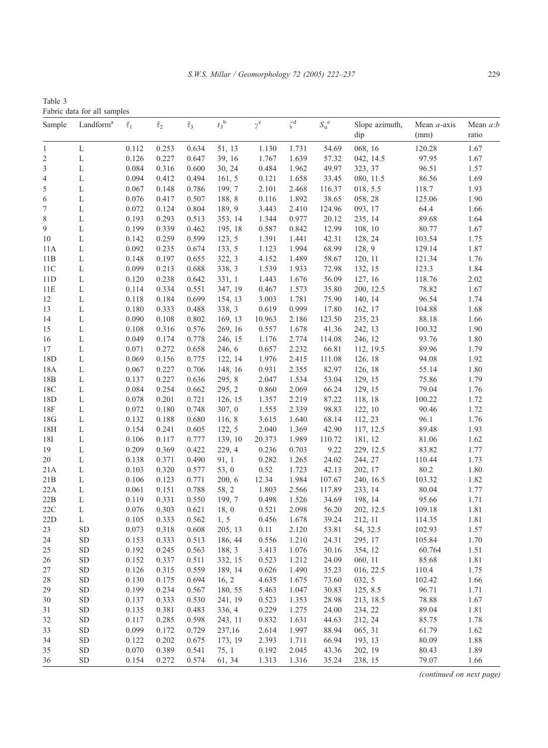Table 3
Fabric data for all samples

| Sample | Landform[a] | $\bar{\tau}_1$ | $\bar{\tau}_2$ | $\bar{\tau}_3$ | $t_3$[b] | $\gamma$[c] | $\zeta$[d] | $S_u$[e] | Slope azimuth, dip | Mean $a$-axis (mm) | Mean $a$:$b$ ratio |
|---|---|---|---|---|---|---|---|---|---|---|---|
| 1 | L | 0.112 | 0.253 | 0.634 | 51, 13 | 1.130 | 1.731 | 54.69 | 068, 16 | 120.28 | 1.67 |
| 2 | L | 0.126 | 0.227 | 0.647 | 39, 16 | 1.767 | 1.639 | 57.32 | 042, 14.5 | 97.95 | 1.67 |
| 3 | L | 0.084 | 0.316 | 0.600 | 30, 24 | 0.484 | 1.962 | 49.97 | 323, 37 | 96.51 | 1.57 |
| 4 | L | 0.094 | 0.412 | 0.494 | 161, 5 | 0.121 | 1.658 | 33.45 | 080, 11.5 | 86.56 | 1.69 |
| 5 | L | 0.067 | 0.148 | 0.786 | 199, 7 | 2.101 | 2.468 | 116.37 | 018, 5.5 | 118.7 | 1.93 |
| 6 | L | 0.076 | 0.417 | 0.507 | 188, 8 | 0.116 | 1.892 | 38.65 | 058, 28 | 125.06 | 1.90 |
| 7 | L | 0.072 | 0.124 | 0.804 | 189, 9 | 3.443 | 2.410 | 124.96 | 093, 17 | 64.4 | 1.66 |
| 8 | L | 0.193 | 0.293 | 0.513 | 353, 14 | 1.344 | 0.977 | 20.12 | 235, 14 | 89.68 | 1.64 |
| 9 | L | 0.199 | 0.339 | 0.462 | 195, 18 | 0.587 | 0.842 | 12.99 | 108, 10 | 80.77 | 1.67 |
| 10 | L | 0.142 | 0.259 | 0.599 | 123, 5 | 1.391 | 1.441 | 42.31 | 128, 24 | 103.54 | 1.75 |
| 11A | L | 0.092 | 0.235 | 0.674 | 133, 5 | 1.123 | 1.994 | 68.99 | 128, 9 | 129.14 | 1.87 |
| 11B | L | 0.148 | 0.197 | 0.655 | 322, 3 | 4.152 | 1.489 | 58.67 | 120, 11 | 121.34 | 1.76 |
| 11C | L | 0.099 | 0.213 | 0.688 | 338, 3 | 1.539 | 1.933 | 72.98 | 132, 15 | 123.3 | 1.84 |
| 11D | L | 0.120 | 0.238 | 0.642 | 331, 1 | 1.443 | 1.676 | 56.09 | 127, 16 | 118.76 | 2.02 |
| 11E | L | 0.114 | 0.334 | 0.551 | 347, 19 | 0.467 | 1.573 | 35.80 | 200, 12.5 | 78.82 | 1.67 |
| 12 | L | 0.118 | 0.184 | 0.699 | 154, 13 | 3.003 | 1.781 | 75.90 | 140, 14 | 96.54 | 1.74 |
| 13 | L | 0.180 | 0.333 | 0.488 | 338, 3 | 0.619 | 0.999 | 17.80 | 162, 17 | 104.88 | 1.68 |
| 14 | L | 0.090 | 0.108 | 0.802 | 169, 13 | 10.963 | 2.186 | 123.50 | 235, 23 | 88.18 | 1.66 |
| 15 | L | 0.108 | 0.316 | 0.576 | 269, 16 | 0.557 | 1.678 | 41.36 | 242, 13 | 100.32 | 1.90 |
| 16 | L | 0.049 | 0.174 | 0.778 | 246, 15 | 1.176 | 2.774 | 114.08 | 246, 12 | 93.76 | 1.80 |
| 17 | L | 0.071 | 0.272 | 0.658 | 246, 6 | 0.657 | 2.232 | 66.81 | 112, 19.5 | 89.96 | 1.79 |
| 18D | L | 0.069 | 0.156 | 0.775 | 122, 14 | 1.976 | 2.415 | 111.08 | 126, 18 | 94.08 | 1.92 |
| 18A | L | 0.067 | 0.227 | 0.706 | 148, 16 | 0.931 | 2.355 | 82.97 | 126, 18 | 55.14 | 1.80 |
| 18B | L | 0.137 | 0.227 | 0.636 | 295, 8 | 2.047 | 1.534 | 53.04 | 129, 15 | 75.86 | 1.79 |
| 18C | L | 0.084 | 0.254 | 0.662 | 295, 2 | 0.860 | 2.069 | 66.24 | 129, 15 | 79.04 | 1.76 |
| 18D | L | 0.078 | 0.201 | 0.721 | 126, 15 | 1.357 | 2.219 | 87.22 | 118, 18 | 100.22 | 1.72 |
| 18F | L | 0.072 | 0.180 | 0.748 | 307, 0 | 1.555 | 2.339 | 98.83 | 122, 10 | 90.46 | 1.72 |
| 18G | L | 0.132 | 0.188 | 0.680 | 116, 8 | 3.615 | 1.640 | 68.14 | 112, 23 | 96.1 | 1.76 |
| 18H | L | 0.154 | 0.241 | 0.605 | 122, 5 | 2.040 | 1.369 | 42.90 | 117, 12.5 | 89.48 | 1.93 |
| 18I | L | 0.106 | 0.117 | 0.777 | 139, 10 | 20.373 | 1.989 | 110.72 | 181, 12 | 81.06 | 1.62 |
| 19 | L | 0.209 | 0.369 | 0.422 | 229, 4 | 0.236 | 0.703 | 9.22 | 229, 12.5 | 83.82 | 1.77 |
| 20 | L | 0.138 | 0.371 | 0.490 | 91, 1 | 0.282 | 1.265 | 24.02 | 244, 27 | 110.44 | 1.73 |
| 21A | L | 0.103 | 0.320 | 0.577 | 53, 0 | 0.52 | 1.723 | 42.13 | 202, 17 | 80.2 | 1.80 |
| 21B | L | 0.106 | 0.123 | 0.771 | 200, 6 | 12.34 | 1.984 | 107.67 | 240, 16.5 | 103.32 | 1.82 |
| 22A | L | 0.061 | 0.151 | 0.788 | 58, 2 | 1.803 | 2.566 | 117.89 | 233, 14 | 80.04 | 1.77 |
| 22B | L | 0.119 | 0.331 | 0.550 | 199, 7 | 0.498 | 1.526 | 34.69 | 198, 14 | 95.66 | 1.71 |
| 22C | L | 0.076 | 0.303 | 0.621 | 18, 0 | 0.521 | 2.098 | 56.20 | 202, 12.5 | 109.18 | 1.81 |
| 22D | L | 0.105 | 0.333 | 0.562 | 1, 5 | 0.456 | 1.678 | 39.24 | 212, 11 | 114.35 | 1.81 |
| 23 | SD | 0.073 | 0.318 | 0.608 | 205, 13 | 0.11 | 2.120 | 53.81 | 54, 32.5 | 102.93 | 1.57 |
| 24 | SD | 0.153 | 0.333 | 0.513 | 186, 44 | 0.556 | 1.210 | 24.31 | 295, 17 | 105.84 | 1.70 |
| 25 | SD | 0.192 | 0.245 | 0.563 | 188, 3 | 3.413 | 1.076 | 30.16 | 354, 12 | 60.764 | 1.51 |
| 26 | SD | 0.152 | 0.337 | 0.511 | 332, 15 | 0.523 | 1.212 | 24.09 | 060, 11 | 85.68 | 1.81 |
| 27 | SD | 0.126 | 0.315 | 0.559 | 189, 14 | 0.626 | 1.490 | 35.23 | 016, 22.5 | 110.4 | 1.75 |
| 28 | SD | 0.130 | 0.175 | 0.694 | 16, 2 | 4.635 | 1.675 | 73.60 | 032, 5 | 102.42 | 1.66 |
| 29 | SD | 0.199 | 0.234 | 0.567 | 180, 55 | 5.463 | 1.047 | 30.83 | 125, 8.5 | 96.71 | 1.71 |
| 30 | SD | 0.137 | 0.333 | 0.530 | 241, 19 | 0.523 | 1.353 | 28.98 | 213, 18.5 | 78.88 | 1.67 |
| 31 | SD | 0.135 | 0.381 | 0.483 | 336, 4 | 0.229 | 1.275 | 24.00 | 234, 22 | 89.04 | 1.81 |
| 32 | SD | 0.117 | 0.285 | 0.598 | 243, 11 | 0.832 | 1.631 | 44.63 | 212, 24 | 85.75 | 1.78 |
| 33 | SD | 0.099 | 0.172 | 0.729 | 237,16 | 2.614 | 1.997 | 88.94 | 065, 31 | 61.79 | 1.62 |
| 34 | SD | 0.122 | 0.202 | 0.675 | 173, 19 | 2.393 | 1.711 | 66.94 | 193, 13 | 80.09 | 1.88 |
| 35 | SD | 0.070 | 0.389 | 0.541 | 75, 1 | 0.192 | 2.045 | 43.36 | 202, 19 | 80.43 | 1.89 |
| 36 | SD | 0.154 | 0.272 | 0.574 | 61, 34 | 1.313 | 1.316 | 35.24 | 238, 15 | 79.07 | 1.66 |

*(continued on next page)*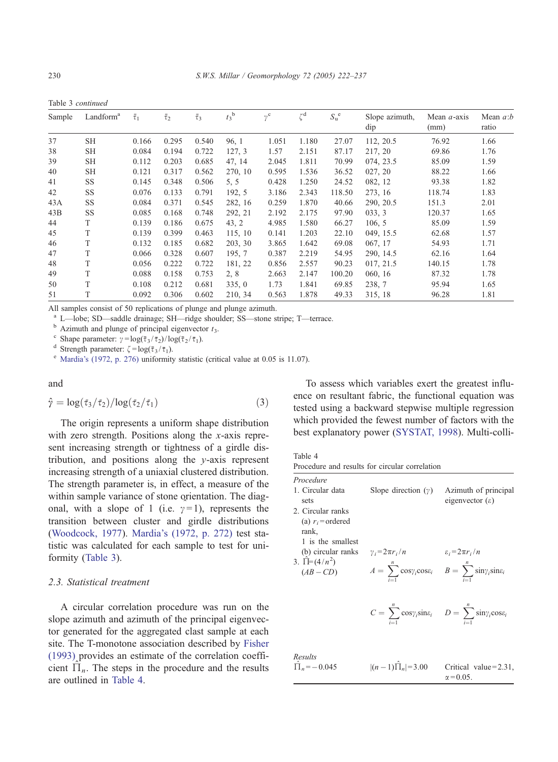Table 3 *continued*

| Sample | Landform[a] | $\bar{\tau}_1$ | $\bar{\tau}_2$ | $\bar{\tau}_3$ | $t_3$[b] | $\gamma$[c] | $\zeta$[d] | $S_u$[e] | Slope azimuth, dip | Mean *a*-axis (mm) | Mean *a*:*b* ratio |
|---|---|---|---|---|---|---|---|---|---|---|---|
| 37 | SH | 0.166 | 0.295 | 0.540 | 96, 1 | 1.051 | 1.180 | 27.07 | 112, 20.5 | 76.92 | 1.66 |
| 38 | SH | 0.084 | 0.194 | 0.722 | 127, 3 | 1.57 | 2.151 | 87.17 | 217, 20 | 69.86 | 1.76 |
| 39 | SH | 0.112 | 0.203 | 0.685 | 47, 14 | 2.045 | 1.811 | 70.99 | 074, 23.5 | 85.09 | 1.59 |
| 40 | SH | 0.121 | 0.317 | 0.562 | 270, 10 | 0.595 | 1.536 | 36.52 | 027, 20 | 88.22 | 1.66 |
| 41 | SS | 0.145 | 0.348 | 0.506 | 5, 5 | 0.428 | 1.250 | 24.52 | 082, 12 | 93.38 | 1.82 |
| 42 | SS | 0.076 | 0.133 | 0.791 | 192, 5 | 3.186 | 2.343 | 118.50 | 273, 16 | 118.74 | 1.83 |
| 43A | SS | 0.084 | 0.371 | 0.545 | 282, 16 | 0.259 | 1.870 | 40.66 | 290, 20.5 | 151.3 | 2.01 |
| 43B | SS | 0.085 | 0.168 | 0.748 | 292, 21 | 2.192 | 2.175 | 97.90 | 033, 3 | 120.37 | 1.65 |
| 44 | T | 0.139 | 0.186 | 0.675 | 43, 2 | 4.985 | 1.580 | 66.27 | 106, 5 | 85.09 | 1.59 |
| 45 | T | 0.139 | 0.399 | 0.463 | 115, 10 | 0.141 | 1.203 | 22.10 | 049, 15.5 | 62.68 | 1.57 |
| 46 | T | 0.132 | 0.185 | 0.682 | 203, 30 | 3.865 | 1.642 | 69.08 | 067, 17 | 54.93 | 1.71 |
| 47 | T | 0.066 | 0.328 | 0.607 | 195, 7 | 0.387 | 2.219 | 54.95 | 290, 14.5 | 62.16 | 1.64 |
| 48 | T | 0.056 | 0.222 | 0.722 | 181, 22 | 0.856 | 2.557 | 90.23 | 017, 21.5 | 140.15 | 1.78 |
| 49 | T | 0.088 | 0.158 | 0.753 | 2, 8 | 2.663 | 2.147 | 100.20 | 060, 16 | 87.32 | 1.78 |
| 50 | T | 0.108 | 0.212 | 0.681 | 335, 0 | 1.73 | 1.841 | 69.85 | 238, 7 | 95.94 | 1.65 |
| 51 | T | 0.092 | 0.306 | 0.602 | 210, 34 | 0.563 | 1.878 | 49.33 | 315, 18 | 96.28 | 1.81 |

All samples consist of 50 replications of plunge and plunge azimuth.

[a] L—lobe; SD—saddle drainage; SH—ridge shoulder; SS—stone stripe; T—terrace.

[b] Azimuth and plunge of principal eigenvector $t_3$.

[c] Shape parameter: $\gamma=\log(\bar{\tau}_3/\bar{\tau}_2)/\log(\bar{\tau}_2/\bar{\tau}_1)$.

[d] Strength parameter: $\zeta=\log(\bar{\tau}_3/\bar{\tau}_1)$.

[e] Mardia's (1972, p. 276) uniformity statistic (critical value at 0.05 is 11.07).

and

$$\hat{\gamma} = \log(\bar{\tau}_3/\bar{\tau}_2)/\log(\bar{\tau}_2/\bar{\tau}_1) \tag{3}$$

The origin represents a uniform shape distribution with zero strength. Positions along the *x*-axis represent increasing strength or tightness of a girdle distribution, and positions along the *y*-axis represent increasing strength of a uniaxial clustered distribution. The strength parameter is, in effect, a measure of the within sample variance of stone orientation. The diagonal, with a slope of 1 (i.e. $\gamma=1$), represents the transition between cluster and girdle distributions (Woodcock, 1977). Mardia's (1972, p. 272) test statistic was calculated for each sample to test for uniformity (Table 3).

### 2.3. Statistical treatment

A circular correlation procedure was run on the slope azimuth and azimuth of the principal eigenvector generated for the aggregated clast sample at each site. The T-monotone association described by Fisher (1993) provides an estimate of the correlation coefficient $\hat{\Pi}_n$. The steps in the procedure and the results are outlined in Table 4.

To assess which variables exert the greatest influence on resultant fabric, the functional equation was tested using a backward stepwise multiple regression which provided the fewest number of factors with the best explanatory power (SYSTAT, 1998). Multi-colli-

Table 4
Procedure and results for circular correlation

| *Procedure* | | |
|---|---|---|
| 1. Circular data sets | Slope direction ($\gamma$) | Azimuth of principal eigenvector ($\varepsilon$) |
| 2. Circular ranks | | |
| (a) $r_i$ = ordered rank, 1 is the smallest | | |
| (b) circular ranks | $\gamma_i=2\pi r_i/n$ | $\varepsilon_i=2\pi r_i/n$ |
| 3. $\hat{\Pi}=(4/n^2)(AB-CD)$ | $A=\sum_{i=1}^{n}\cos\gamma_i\cos\varepsilon_i$ | $B=\sum_{i=1}^{n}\sin\gamma_i\sin\varepsilon_i$ |
| | $C=\sum_{i=1}^{n}\cos\gamma_i\sin\varepsilon_i$ | $D=\sum_{i=1}^{n}\sin\gamma_i\cos\varepsilon_i$ |
| *Results* | | |
| $\hat{\Pi}_n=-0.045$ | $\lvert(n-1)\hat{\Pi}_n\rvert=3.00$ | Critical value = 2.31, $\alpha=0.05$. |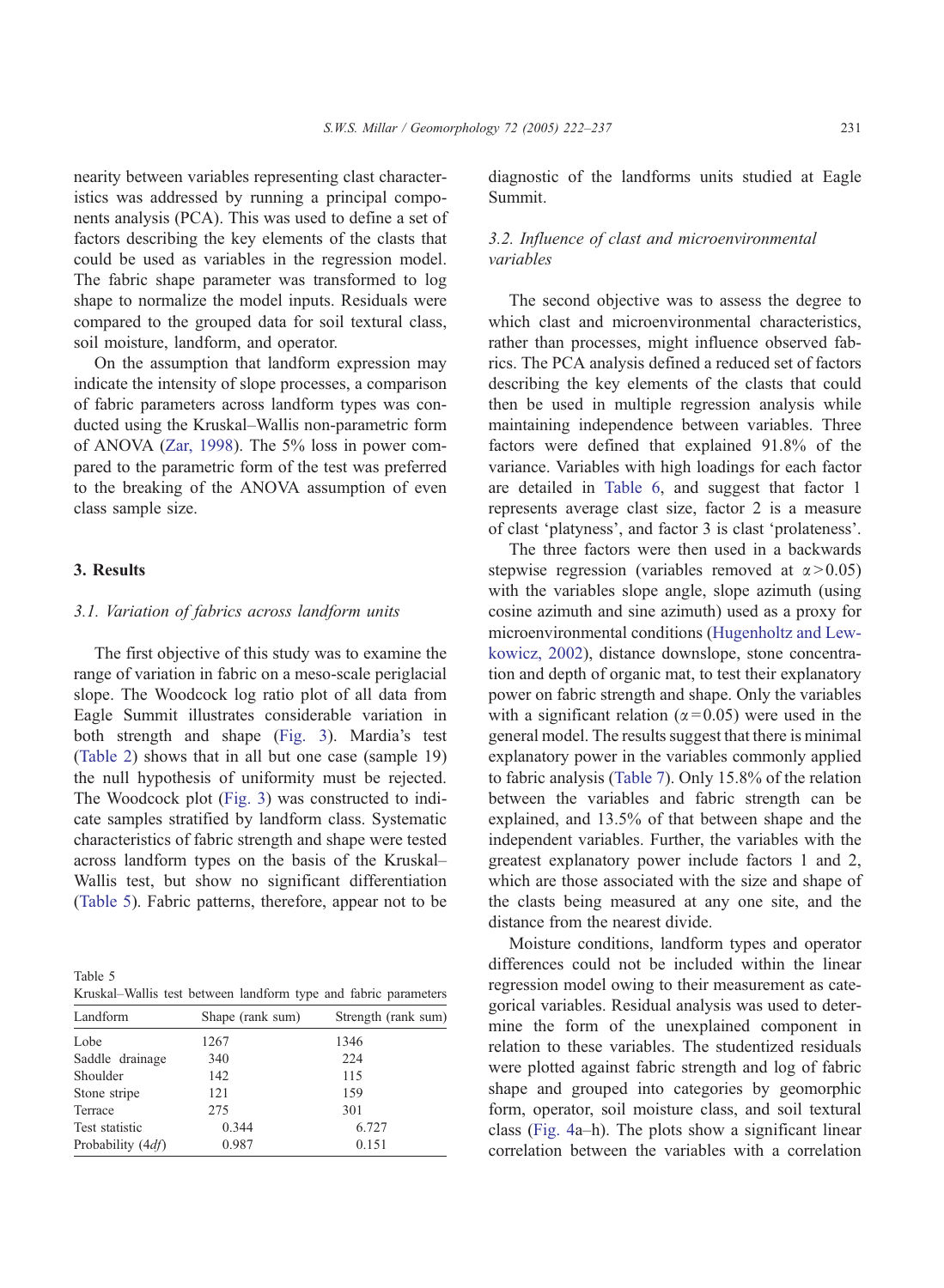nearity between variables representing clast characteristics was addressed by running a principal components analysis (PCA). This was used to define a set of factors describing the key elements of the clasts that could be used as variables in the regression model. The fabric shape parameter was transformed to log shape to normalize the model inputs. Residuals were compared to the grouped data for soil textural class, soil moisture, landform, and operator.

On the assumption that landform expression may indicate the intensity of slope processes, a comparison of fabric parameters across landform types was conducted using the Kruskal–Wallis non-parametric form of ANOVA (Zar, 1998). The 5% loss in power compared to the parametric form of the test was preferred to the breaking of the ANOVA assumption of even class sample size.

## 3. Results

### 3.1. Variation of fabrics across landform units

The first objective of this study was to examine the range of variation in fabric on a meso-scale periglacial slope. The Woodcock log ratio plot of all data from Eagle Summit illustrates considerable variation in both strength and shape (Fig. 3). Mardia's test (Table 2) shows that in all but one case (sample 19) the null hypothesis of uniformity must be rejected. The Woodcock plot (Fig. 3) was constructed to indicate samples stratified by landform class. Systematic characteristics of fabric strength and shape were tested across landform types on the basis of the Kruskal–Wallis test, but show no significant differentiation (Table 5). Fabric patterns, therefore, appear not to be diagnostic of the landforms units studied at Eagle Summit.

Table 5
Kruskal–Wallis test between landform type and fabric parameters

| Landform | Shape (rank sum) | Strength (rank sum) |
|---|---|---|
| Lobe | 1267 | 1346 |
| Saddle drainage | 340 | 224 |
| Shoulder | 142 | 115 |
| Stone stripe | 121 | 159 |
| Terrace | 275 | 301 |
| Test statistic | 0.344 | 6.727 |
| Probability (4*df*) | 0.987 | 0.151 |

### 3.2. Influence of clast and microenvironmental variables

The second objective was to assess the degree to which clast and microenvironmental characteristics, rather than processes, might influence observed fabrics. The PCA analysis defined a reduced set of factors describing the key elements of the clasts that could then be used in multiple regression analysis while maintaining independence between variables. Three factors were defined that explained 91.8% of the variance. Variables with high loadings for each factor are detailed in Table 6, and suggest that factor 1 represents average clast size, factor 2 is a measure of clast 'platyness', and factor 3 is clast 'prolateness'.

The three factors were then used in a backwards stepwise regression (variables removed at $\alpha > 0.05$) with the variables slope angle, slope azimuth (using cosine azimuth and sine azimuth) used as a proxy for microenvironmental conditions (Hugenholtz and Lewkowicz, 2002), distance downslope, stone concentration and depth of organic mat, to test their explanatory power on fabric strength and shape. Only the variables with a significant relation ($\alpha = 0.05$) were used in the general model. The results suggest that there is minimal explanatory power in the variables commonly applied to fabric analysis (Table 7). Only 15.8% of the relation between the variables and fabric strength can be explained, and 13.5% of that between shape and the independent variables. Further, the variables with the greatest explanatory power include factors 1 and 2, which are those associated with the size and shape of the clasts being measured at any one site, and the distance from the nearest divide.

Moisture conditions, landform types and operator differences could not be included within the linear regression model owing to their measurement as categorical variables. Residual analysis was used to determine the form of the unexplained component in relation to these variables. The studentized residuals were plotted against fabric strength and log of fabric shape and grouped into categories by geomorphic form, operator, soil moisture class, and soil textural class (Fig. 4a–h). The plots show a significant linear correlation between the variables with a correlation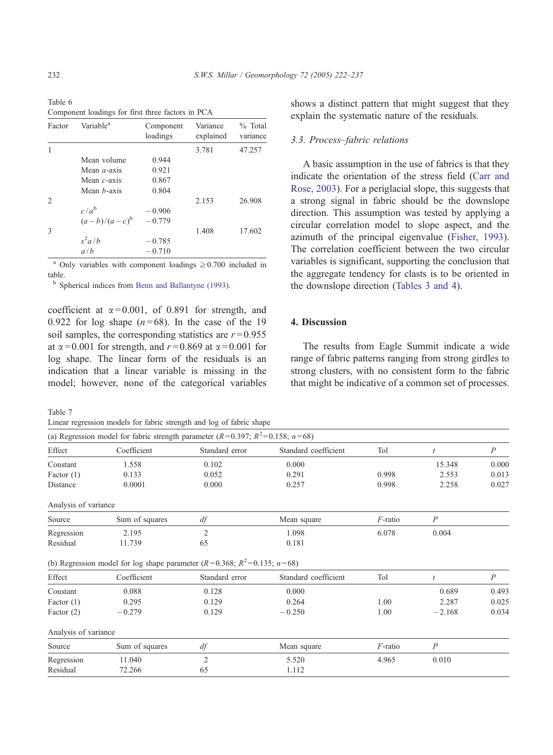Table 6
Component loadings for first three factors in PCA

| Factor | Variable[a] | Component loadings | Variance explained | % Total variance |
|---|---|---|---|---|
| 1 | | | 3.781 | 47.257 |
| | Mean volume | 0.944 | | |
| | Mean *a*-axis | 0.921 | | |
| | Mean *c*-axis | 0.867 | | |
| | Mean *b*-axis | 0.804 | | |
| 2 | | | 2.153 | 26.908 |
| | $c/a$[b] | −0.906 | | |
| | $(a-b)/(a-c)$[b] | −0.779 | | |
| 3 | | | 1.408 | 17.602 |
| | $s^2a/b$ | −0.785 | | |
| | $a/b$ | −0.710 | | |

[a] Only variables with component loadings ≥0.700 included in table.
[b] Spherical indices from Benn and Ballantyne (1993).

coefficient at $\alpha=0.001$, of 0.891 for strength, and 0.922 for log shape ($n=68$). In the case of the 19 soil samples, the corresponding statistics are $r=0.955$ at $\alpha=0.001$ for strength, and $r=0.869$ at $\alpha=0.001$ for log shape. The linear form of the residuals is an indication that a linear variable is missing in the model; however, none of the categorical variables shows a distinct pattern that might suggest that they explain the systematic nature of the residuals.

### 3.3. Process–fabric relations

A basic assumption in the use of fabrics is that they indicate the orientation of the stress field (Carr and Rose, 2003). For a periglacial slope, this suggests that a strong signal in fabric should be the downslope direction. This assumption was tested by applying a circular correlation model to slope aspect, and the azimuth of the principal eigenvalue (Fisher, 1993). The correlation coefficient between the two circular variables is significant, supporting the conclusion that the aggregate tendency for clasts is to be oriented in the downslope direction (Tables 3 and 4).

## 4. Discussion

The results from Eagle Summit indicate a wide range of fabric patterns ranging from strong girdles to strong clusters, with no consistent form to the fabric that might be indicative of a common set of processes.

Table 7
Linear regression models for fabric strength and log of fabric shape

(a) Regression model for fabric strength parameter ($R=0.397$; $R^2=0.158$; $n=68$)

| Effect | Coefficient | Standard error | Standard coefficient | Tol | *t* | *P* |
|---|---|---|---|---|---|---|
| Constant | 1.558 | 0.102 | 0.000 | | 15.348 | 0.000 |
| Factor (1) | 0.133 | 0.052 | 0.291 | 0.998 | 2.553 | 0.013 |
| Distance | 0.0001 | 0.000 | 0.257 | 0.998 | 2.258 | 0.027 |

Analysis of variance

| Source | Sum of squares | *df* | Mean square | *F*-ratio | *P* |
|---|---|---|---|---|---|
| Regression | 2.195 | 2 | 1.098 | 6.078 | 0.004 |
| Residual | 11.739 | 65 | 0.181 | | |

(b) Regression model for log shape parameter ($R=0.368$; $R^2=0.135$; $n=68$)

| Effect | Coefficient | Standard error | Standard coefficient | Tol | *t* | *P* |
|---|---|---|---|---|---|---|
| Constant | 0.088 | 0.128 | 0.000 | | 0.689 | 0.493 |
| Factor (1) | 0.295 | 0.129 | 0.264 | 1.00 | 2.287 | 0.025 |
| Factor (2) | −0.279 | 0.129 | −0.250 | 1.00 | −2.168 | 0.034 |

Analysis of variance

| Source | Sum of squares | *df* | Mean square | *F*-ratio | *P* |
|---|---|---|---|---|---|
| Regression | 11.040 | 2 | 5.520 | 4.965 | 0.010 |
| Residual | 72.266 | 65 | 1.112 | | |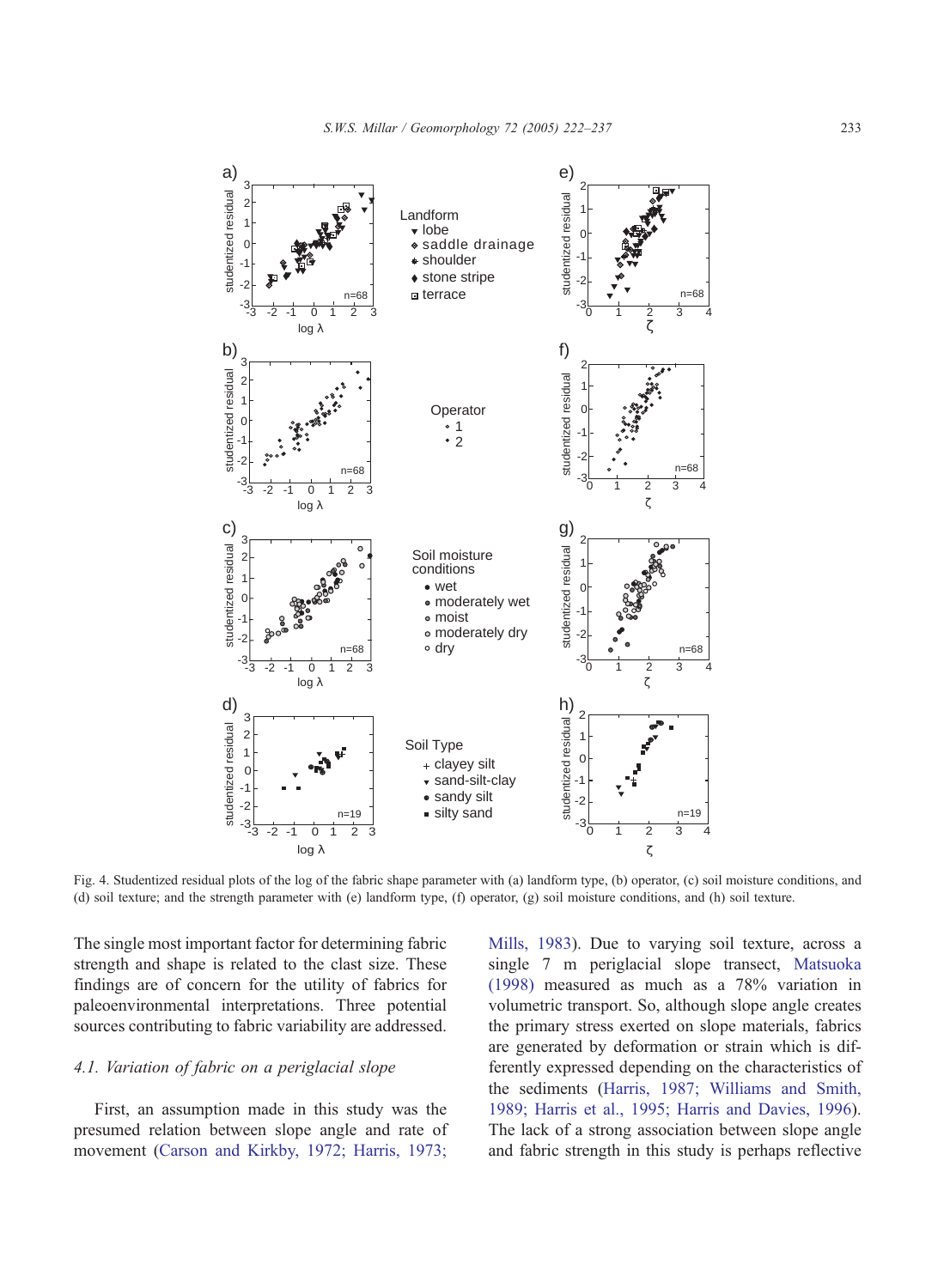Fig. 4. Studentized residual plots of the log of the fabric shape parameter with (a) landform type, (b) operator, (c) soil moisture conditions, and (d) soil texture; and the strength parameter with (e) landform type, (f) operator, (g) soil moisture conditions, and (h) soil texture.

The single most important factor for determining fabric strength and shape is related to the clast size. These findings are of concern for the utility of fabrics for paleoenvironmental interpretations. Three potential sources contributing to fabric variability are addressed.

### 4.1. Variation of fabric on a periglacial slope

First, an assumption made in this study was the presumed relation between slope angle and rate of movement (Carson and Kirkby, 1972; Harris, 1973; Mills, 1983). Due to varying soil texture, across a single 7 m periglacial slope transect, Matsuoka (1998) measured as much as a 78% variation in volumetric transport. So, although slope angle creates the primary stress exerted on slope materials, fabrics are generated by deformation or strain which is differently expressed depending on the characteristics of the sediments (Harris, 1987; Williams and Smith, 1989; Harris et al., 1995; Harris and Davies, 1996). The lack of a strong association between slope angle and fabric strength in this study is perhaps reflective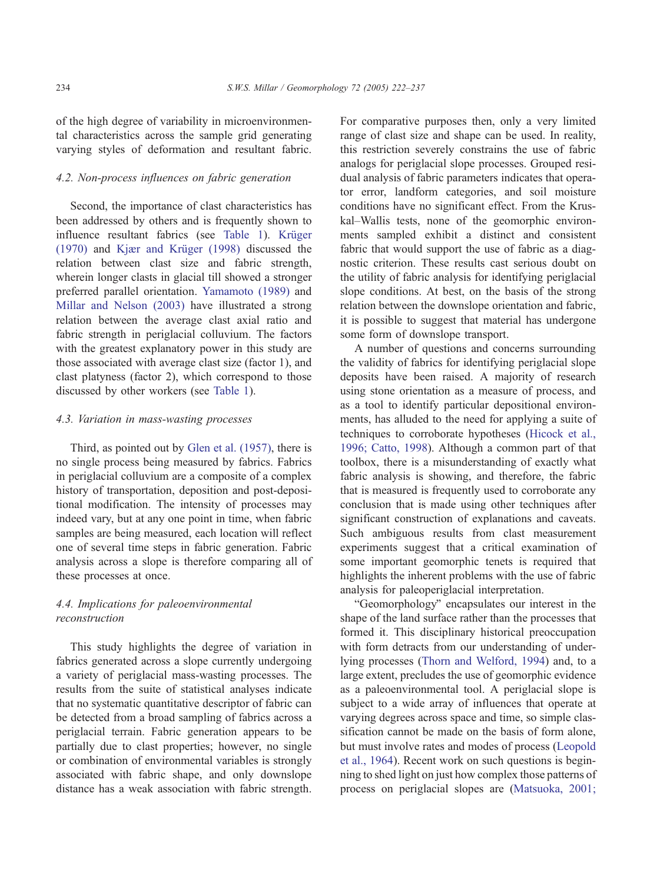of the high degree of variability in microenvironmental characteristics across the sample grid generating varying styles of deformation and resultant fabric.

### 4.2. Non-process influences on fabric generation

Second, the importance of clast characteristics has been addressed by others and is frequently shown to influence resultant fabrics (see Table 1). Krüger (1970) and Kjær and Krüger (1998) discussed the relation between clast size and fabric strength, wherein longer clasts in glacial till showed a stronger preferred parallel orientation. Yamamoto (1989) and Millar and Nelson (2003) have illustrated a strong relation between the average clast axial ratio and fabric strength in periglacial colluvium. The factors with the greatest explanatory power in this study are those associated with average clast size (factor 1), and clast platyness (factor 2), which correspond to those discussed by other workers (see Table 1).

### 4.3. Variation in mass-wasting processes

Third, as pointed out by Glen et al. (1957), there is no single process being measured by fabrics. Fabrics in periglacial colluvium are a composite of a complex history of transportation, deposition and post-depositional modification. The intensity of processes may indeed vary, but at any one point in time, when fabric samples are being measured, each location will reflect one of several time steps in fabric generation. Fabric analysis across a slope is therefore comparing all of these processes at once.

### 4.4. Implications for paleoenvironmental reconstruction

This study highlights the degree of variation in fabrics generated across a slope currently undergoing a variety of periglacial mass-wasting processes. The results from the suite of statistical analyses indicate that no systematic quantitative descriptor of fabric can be detected from a broad sampling of fabrics across a periglacial terrain. Fabric generation appears to be partially due to clast properties; however, no single or combination of environmental variables is strongly associated with fabric shape, and only downslope distance has a weak association with fabric strength. For comparative purposes then, only a very limited range of clast size and shape can be used. In reality, this restriction severely constrains the use of fabric analogs for periglacial slope processes. Grouped residual analysis of fabric parameters indicates that operator error, landform categories, and soil moisture conditions have no significant effect. From the Kruskal–Wallis tests, none of the geomorphic environments sampled exhibit a distinct and consistent fabric that would support the use of fabric as a diagnostic criterion. These results cast serious doubt on the utility of fabric analysis for identifying periglacial slope conditions. At best, on the basis of the strong relation between the downslope orientation and fabric, it is possible to suggest that material has undergone some form of downslope transport.

A number of questions and concerns surrounding the validity of fabrics for identifying periglacial slope deposits have been raised. A majority of research using stone orientation as a measure of process, and as a tool to identify particular depositional environments, has alluded to the need for applying a suite of techniques to corroborate hypotheses (Hicock et al., 1996; Catto, 1998). Although a common part of that toolbox, there is a misunderstanding of exactly what fabric analysis is showing, and therefore, the fabric that is measured is frequently used to corroborate any conclusion that is made using other techniques after significant construction of explanations and caveats. Such ambiguous results from clast measurement experiments suggest that a critical examination of some important geomorphic tenets is required that highlights the inherent problems with the use of fabric analysis for paleoperiglacial interpretation.

"Geomorphology" encapsulates our interest in the shape of the land surface rather than the processes that formed it. This disciplinary historical preoccupation with form detracts from our understanding of underlying processes (Thorn and Welford, 1994) and, to a large extent, precludes the use of geomorphic evidence as a paleoenvironmental tool. A periglacial slope is subject to a wide array of influences that operate at varying degrees across space and time, so simple classification cannot be made on the basis of form alone, but must involve rates and modes of process (Leopold et al., 1964). Recent work on such questions is beginning to shed light on just how complex those patterns of process on periglacial slopes are (Matsuoka, 2001;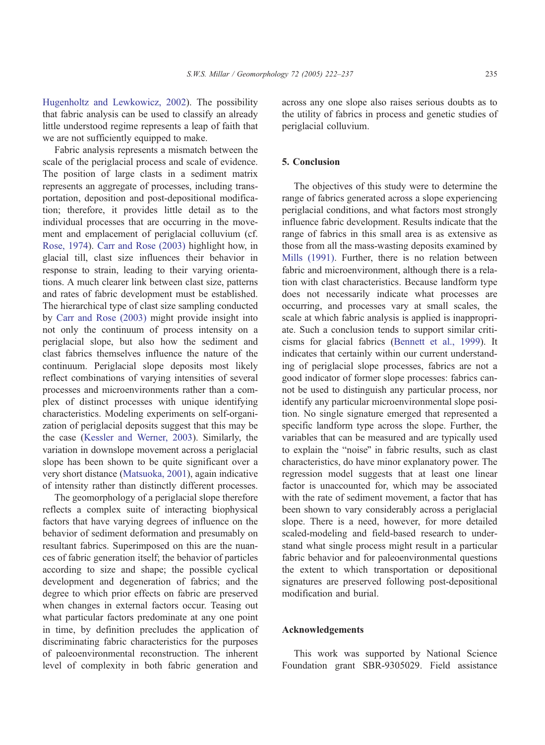Hugenholtz and Lewkowicz, 2002). The possibility that fabric analysis can be used to classify an already little understood regime represents a leap of faith that we are not sufficiently equipped to make.

Fabric analysis represents a mismatch between the scale of the periglacial process and scale of evidence. The position of large clasts in a sediment matrix represents an aggregate of processes, including transportation, deposition and post-depositional modification; therefore, it provides little detail as to the individual processes that are occurring in the movement and emplacement of periglacial colluvium (cf. Rose, 1974). Carr and Rose (2003) highlight how, in glacial till, clast size influences their behavior in response to strain, leading to their varying orientations. A much clearer link between clast size, patterns and rates of fabric development must be established. The hierarchical type of clast size sampling conducted by Carr and Rose (2003) might provide insight into not only the continuum of process intensity on a periglacial slope, but also how the sediment and clast fabrics themselves influence the nature of the continuum. Periglacial slope deposits most likely reflect combinations of varying intensities of several processes and microenvironments rather than a complex of distinct processes with unique identifying characteristics. Modeling experiments on self-organization of periglacial deposits suggest that this may be the case (Kessler and Werner, 2003). Similarly, the variation in downslope movement across a periglacial slope has been shown to be quite significant over a very short distance (Matsuoka, 2001), again indicative of intensity rather than distinctly different processes.

The geomorphology of a periglacial slope therefore reflects a complex suite of interacting biophysical factors that have varying degrees of influence on the behavior of sediment deformation and presumably on resultant fabrics. Superimposed on this are the nuances of fabric generation itself; the behavior of particles according to size and shape; the possible cyclical development and degeneration of fabrics; and the degree to which prior effects on fabric are preserved when changes in external factors occur. Teasing out what particular factors predominate at any one point in time, by definition precludes the application of discriminating fabric characteristics for the purposes of paleoenvironmental reconstruction. The inherent level of complexity in both fabric generation and across any one slope also raises serious doubts as to the utility of fabrics in process and genetic studies of periglacial colluvium.

## 5. Conclusion

The objectives of this study were to determine the range of fabrics generated across a slope experiencing periglacial conditions, and what factors most strongly influence fabric development. Results indicate that the range of fabrics in this small area is as extensive as those from all the mass-wasting deposits examined by Mills (1991). Further, there is no relation between fabric and microenvironment, although there is a relation with clast characteristics. Because landform type does not necessarily indicate what processes are occurring, and processes vary at small scales, the scale at which fabric analysis is applied is inappropriate. Such a conclusion tends to support similar criticisms for glacial fabrics (Bennett et al., 1999). It indicates that certainly within our current understanding of periglacial slope processes, fabrics are not a good indicator of former slope processes: fabrics cannot be used to distinguish any particular process, nor identify any particular microenvironmental slope position. No single signature emerged that represented a specific landform type across the slope. Further, the variables that can be measured and are typically used to explain the "noise" in fabric results, such as clast characteristics, do have minor explanatory power. The regression model suggests that at least one linear factor is unaccounted for, which may be associated with the rate of sediment movement, a factor that has been shown to vary considerably across a periglacial slope. There is a need, however, for more detailed scaled-modeling and field-based research to understand what single process might result in a particular fabric behavior and for paleoenvironmental questions the extent to which transportation or depositional signatures are preserved following post-depositional modification and burial.

## Acknowledgements

This work was supported by National Science Foundation grant SBR-9305029. Field assistance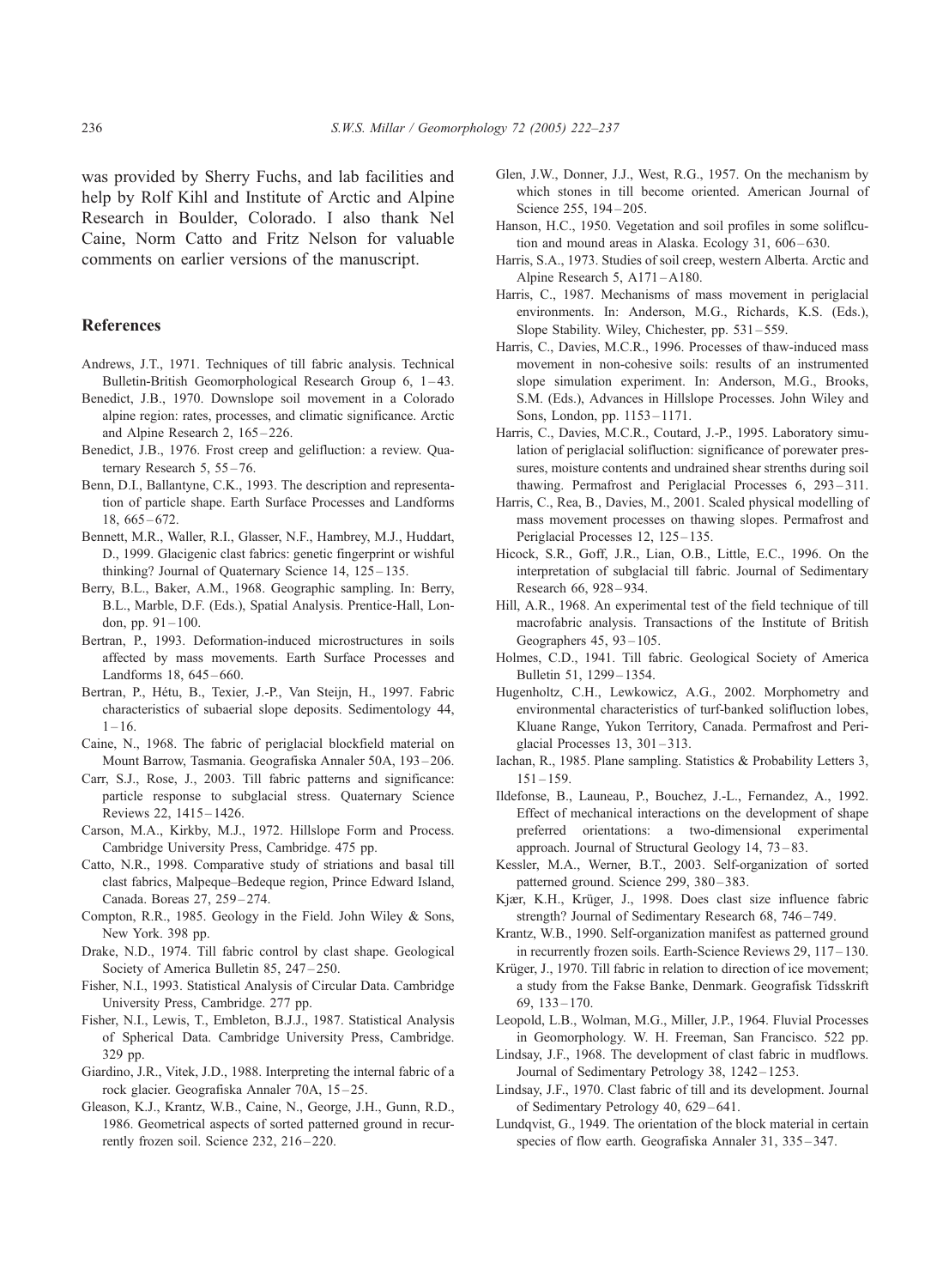was provided by Sherry Fuchs, and lab facilities and help by Rolf Kihl and Institute of Arctic and Alpine Research in Boulder, Colorado. I also thank Nel Caine, Norm Catto and Fritz Nelson for valuable comments on earlier versions of the manuscript.

## References

Andrews, J.T., 1971. Techniques of till fabric analysis. Technical Bulletin-British Geomorphological Research Group 6, 1–43.

Benedict, J.B., 1970. Downslope soil movement in a Colorado alpine region: rates, processes, and climatic significance. Arctic and Alpine Research 2, 165–226.

Benedict, J.B., 1976. Frost creep and gelifluction: a review. Quaternary Research 5, 55–76.

Benn, D.I., Ballantyne, C.K., 1993. The description and representation of particle shape. Earth Surface Processes and Landforms 18, 665–672.

Bennett, M.R., Waller, R.I., Glasser, N.F., Hambrey, M.J., Huddart, D., 1999. Glacigenic clast fabrics: genetic fingerprint or wishful thinking? Journal of Quaternary Science 14, 125–135.

Berry, B.L., Baker, A.M., 1968. Geographic sampling. In: Berry, B.L., Marble, D.F. (Eds.), Spatial Analysis. Prentice-Hall, London, pp. 91–100.

Bertran, P., 1993. Deformation-induced microstructures in soils affected by mass movements. Earth Surface Processes and Landforms 18, 645–660.

Bertran, P., Hétu, B., Texier, J.-P., Van Steijn, H., 1997. Fabric characteristics of subaerial slope deposits. Sedimentology 44, 1–16.

Caine, N., 1968. The fabric of periglacial blockfield material on Mount Barrow, Tasmania. Geografiska Annaler 50A, 193–206.

Carr, S.J., Rose, J., 2003. Till fabric patterns and significance: particle response to subglacial stress. Quaternary Science Reviews 22, 1415–1426.

Carson, M.A., Kirkby, M.J., 1972. Hillslope Form and Process. Cambridge University Press, Cambridge. 475 pp.

Catto, N.R., 1998. Comparative study of striations and basal till clast fabrics, Malpeque–Bedeque region, Prince Edward Island, Canada. Boreas 27, 259–274.

Compton, R.R., 1985. Geology in the Field. John Wiley & Sons, New York. 398 pp.

Drake, N.D., 1974. Till fabric control by clast shape. Geological Society of America Bulletin 85, 247–250.

Fisher, N.I., 1993. Statistical Analysis of Circular Data. Cambridge University Press, Cambridge. 277 pp.

Fisher, N.I., Lewis, T., Embleton, B.J.J., 1987. Statistical Analysis of Spherical Data. Cambridge University Press, Cambridge. 329 pp.

Giardino, J.R., Vitek, J.D., 1988. Interpreting the internal fabric of a rock glacier. Geografiska Annaler 70A, 15–25.

Gleason, K.J., Krantz, W.B., Caine, N., George, J.H., Gunn, R.D., 1986. Geometrical aspects of sorted patterned ground in recurrently frozen soil. Science 232, 216–220.

Glen, J.W., Donner, J.J., West, R.G., 1957. On the mechanism by which stones in till become oriented. American Journal of Science 255, 194–205.

Hanson, H.C., 1950. Vegetation and soil profiles in some solifluction and mound areas in Alaska. Ecology 31, 606–630.

Harris, S.A., 1973. Studies of soil creep, western Alberta. Arctic and Alpine Research 5, A171–A180.

Harris, C., 1987. Mechanisms of mass movement in periglacial environments. In: Anderson, M.G., Richards, K.S. (Eds.), Slope Stability. Wiley, Chichester, pp. 531–559.

Harris, C., Davies, M.C.R., 1996. Processes of thaw-induced mass movement in non-cohesive soils: results of an instrumented slope simulation experiment. In: Anderson, M.G., Brooks, S.M. (Eds.), Advances in Hillslope Processes. John Wiley and Sons, London, pp. 1153–1171.

Harris, C., Davies, M.C.R., Coutard, J.-P., 1995. Laboratory simulation of periglacial solifluction: significance of porewater pressures, moisture contents and undrained shear strenths during soil thawing. Permafrost and Periglacial Processes 6, 293–311.

Harris, C., Rea, B., Davies, M., 2001. Scaled physical modelling of mass movement processes on thawing slopes. Permafrost and Periglacial Processes 12, 125–135.

Hicock, S.R., Goff, J.R., Lian, O.B., Little, E.C., 1996. On the interpretation of subglacial till fabric. Journal of Sedimentary Research 66, 928–934.

Hill, A.R., 1968. An experimental test of the field technique of till macrofabric analysis. Transactions of the Institute of British Geographers 45, 93–105.

Holmes, C.D., 1941. Till fabric. Geological Society of America Bulletin 51, 1299–1354.

Hugenholtz, C.H., Lewkowicz, A.G., 2002. Morphometry and environmental characteristics of turf-banked solifluction lobes, Kluane Range, Yukon Territory, Canada. Permafrost and Periglacial Processes 13, 301–313.

Iachan, R., 1985. Plane sampling. Statistics & Probability Letters 3, 151–159.

Ildefonse, B., Launeau, P., Bouchez, J.-L., Fernandez, A., 1992. Effect of mechanical interactions on the development of shape preferred orientations: a two-dimensional experimental approach. Journal of Structural Geology 14, 73–83.

Kessler, M.A., Werner, B.T., 2003. Self-organization of sorted patterned ground. Science 299, 380–383.

Kjær, K.H., Krüger, J., 1998. Does clast size influence fabric strength? Journal of Sedimentary Research 68, 746–749.

Krantz, W.B., 1990. Self-organization manifest as patterned ground in recurrently frozen soils. Earth-Science Reviews 29, 117–130.

Krüger, J., 1970. Till fabric in relation to direction of ice movement; a study from the Fakse Banke, Denmark. Geografisk Tidsskrift 69, 133–170.

Leopold, L.B., Wolman, M.G., Miller, J.P., 1964. Fluvial Processes in Geomorphology. W. H. Freeman, San Francisco. 522 pp.

Lindsay, J.F., 1968. The development of clast fabric in mudflows. Journal of Sedimentary Petrology 38, 1242–1253.

Lindsay, J.F., 1970. Clast fabric of till and its development. Journal of Sedimentary Petrology 40, 629–641.

Lundqvist, G., 1949. The orientation of the block material in certain species of flow earth. Geografiska Annaler 31, 335–347.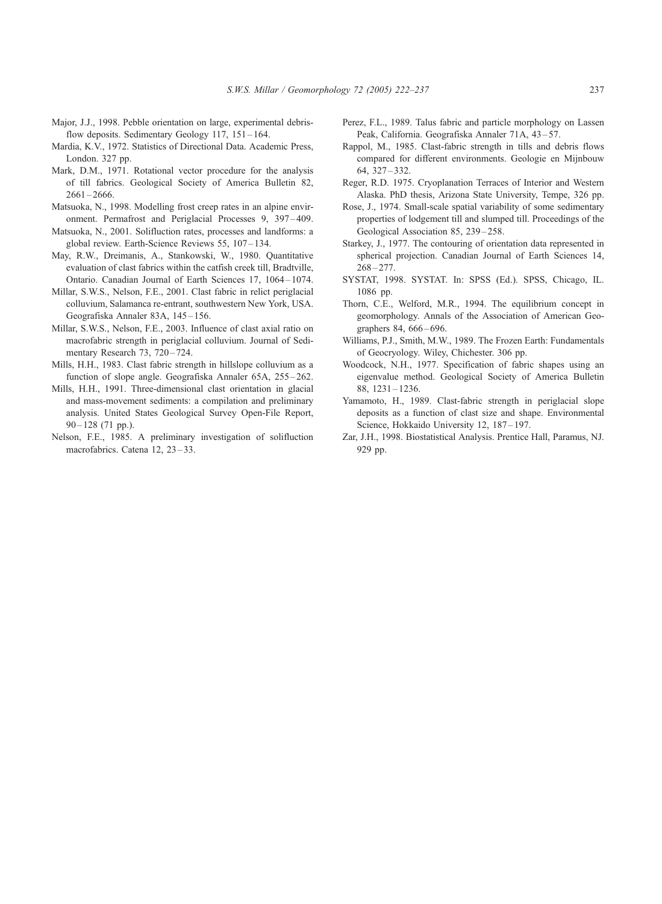Major, J.J., 1998. Pebble orientation on large, experimental debris-flow deposits. Sedimentary Geology 117, 151 – 164.

Mardia, K.V., 1972. Statistics of Directional Data. Academic Press, London. 327 pp.

Mark, D.M., 1971. Rotational vector procedure for the analysis of till fabrics. Geological Society of America Bulletin 82, 2661 – 2666.

Matsuoka, N., 1998. Modelling frost creep rates in an alpine environment. Permafrost and Periglacial Processes 9, 397 – 409.

Matsuoka, N., 2001. Solifluction rates, processes and landforms: a global review. Earth-Science Reviews 55, 107 – 134.

May, R.W., Dreimanis, A., Stankowski, W., 1980. Quantitative evaluation of clast fabrics within the catfish creek till, Bradtville, Ontario. Canadian Journal of Earth Sciences 17, 1064 – 1074.

Millar, S.W.S., Nelson, F.E., 2001. Clast fabric in relict periglacial colluvium, Salamanca re-entrant, southwestern New York, USA. Geografiska Annaler 83A, 145 – 156.

Millar, S.W.S., Nelson, F.E., 2003. Influence of clast axial ratio on macrofabric strength in periglacial colluvium. Journal of Sedimentary Research 73, 720 – 724.

Mills, H.H., 1983. Clast fabric strength in hillslope colluvium as a function of slope angle. Geografiska Annaler 65A, 255 – 262.

Mills, H.H., 1991. Three-dimensional clast orientation in glacial and mass-movement sediments: a compilation and preliminary analysis. United States Geological Survey Open-File Report, 90 – 128 (71 pp.).

Nelson, F.E., 1985. A preliminary investigation of solifluction macrofabrics. Catena 12, 23 – 33.

Perez, F.L., 1989. Talus fabric and particle morphology on Lassen Peak, California. Geografiska Annaler 71A, 43 – 57.

Rappol, M., 1985. Clast-fabric strength in tills and debris flows compared for different environments. Geologie en Mijnbouw 64, 327 – 332.

Reger, R.D. 1975. Cryoplanation Terraces of Interior and Western Alaska. PhD thesis, Arizona State University, Tempe, 326 pp.

Rose, J., 1974. Small-scale spatial variability of some sedimentary properties of lodgement till and slumped till. Proceedings of the Geological Association 85, 239 – 258.

Starkey, J., 1977. The contouring of orientation data represented in spherical projection. Canadian Journal of Earth Sciences 14, 268 – 277.

SYSTAT, 1998. SYSTAT. In: SPSS (Ed.). SPSS, Chicago, IL. 1086 pp.

Thorn, C.E., Welford, M.R., 1994. The equilibrium concept in geomorphology. Annals of the Association of American Geographers 84, 666 – 696.

Williams, P.J., Smith, M.W., 1989. The Frozen Earth: Fundamentals of Geocryology. Wiley, Chichester. 306 pp.

Woodcock, N.H., 1977. Specification of fabric shapes using an eigenvalue method. Geological Society of America Bulletin 88, 1231 – 1236.

Yamamoto, H., 1989. Clast-fabric strength in periglacial slope deposits as a function of clast size and shape. Environmental Science, Hokkaido University 12, 187 – 197.

Zar, J.H., 1998. Biostatistical Analysis. Prentice Hall, Paramus, NJ. 929 pp.